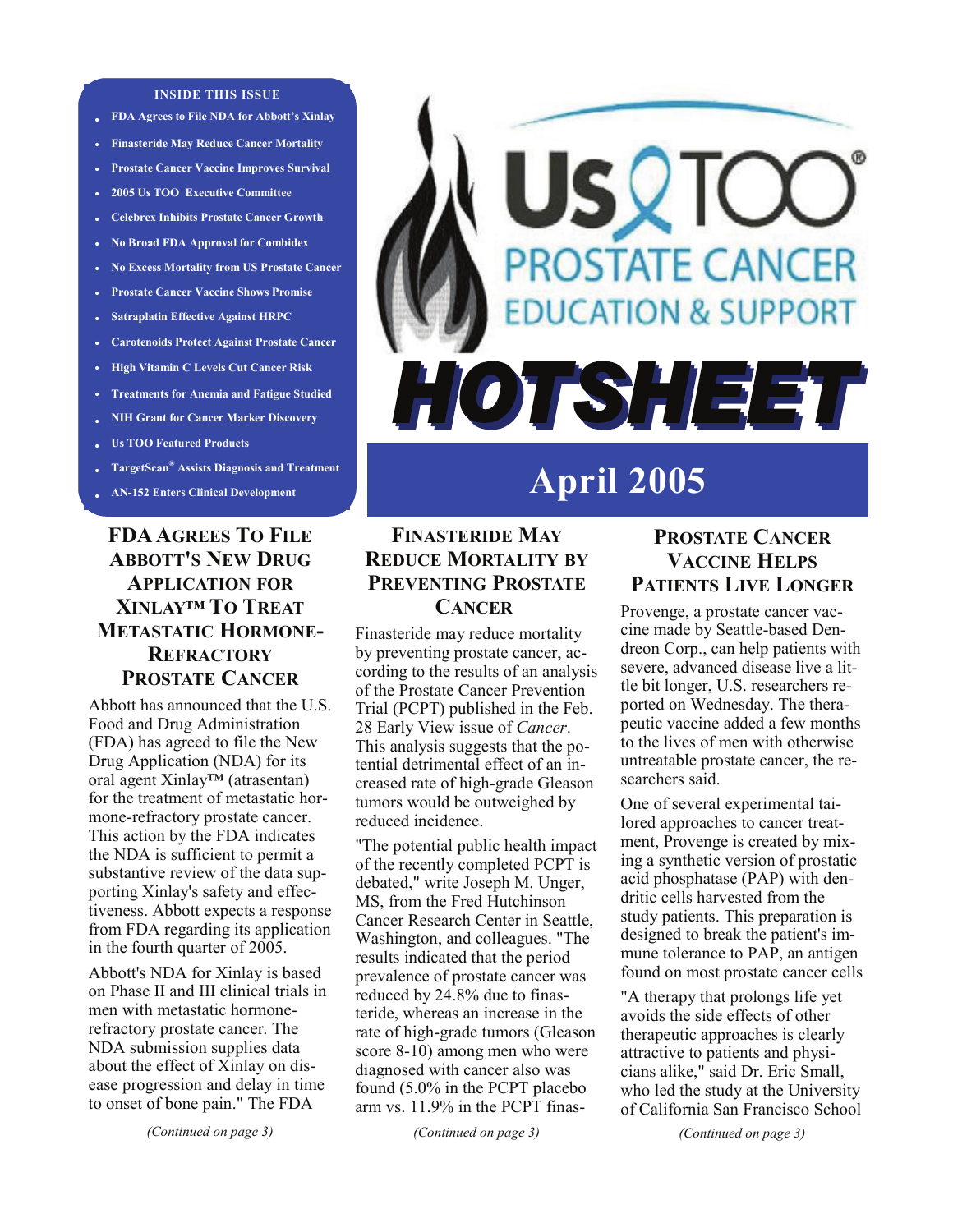# Us TOO® PROSTATE CANCER EDUCATION & SUPPORT

# HOTSHEET

## April 2005

**INSIDE THIS ISSUE**

- FDA Agrees to File NDA for Abbott's Xinlay
- Finasteride May Reduce Cancer Mortality
- Prostate Cancer Vaccine Improves Survival
- 2005 Us TOO Executive Committee
- Celebrex Inhibits Prostate Cancer Growth
- No Broad FDA Approval for Combidex
- No Excess Mortality from US Prostate Cancer
- Prostate Cancer Vaccine Shows Promise
- Satraplatin Effective Against HRPC
- Carotenoids Protect Against Prostate Cancer
- High Vitamin C Levels Cut Cancer Risk
- Treatments for Anemia and Fatigue Studied
- NIH Grant for Cancer Marker Discovery
- Us TOO Featured Products
- TargetScan® Assists Diagnosis and Treatment
- AN-152 Enters Clinical Development

## FDA Agrees To File Abbott's New Drug Application for Xinlay™ To Treat Metastatic Hormone-Refractory Prostate Cancer

Abbott has announced that the U.S. Food and Drug Administration (FDA) has agreed to file the New Drug Application (NDA) for its oral agent Xinlay™ (atrasentan) for the treatment of metastatic hormone-refractory prostate cancer. This action by the FDA indicates the NDA is sufficient to permit a substantive review of the data supporting Xinlay's safety and effectiveness. Abbott expects a response from FDA regarding its application in the fourth quarter of 2005.

Abbott's NDA for Xinlay is based on Phase II and III clinical trials in men with metastatic hormone-refractory prostate cancer. The NDA submission supplies data about the effect of Xinlay on disease progression and delay in time to onset of bone pain." The FDA

*(Continued on page 3)*

## Finasteride May Reduce Mortality by Preventing Prostate Cancer

Finasteride may reduce mortality by preventing prostate cancer, according to the results of an analysis of the Prostate Cancer Prevention Trial (PCPT) published in the Feb. 28 Early View issue of *Cancer*. This analysis suggests that the potential detrimental effect of an increased rate of high-grade Gleason tumors would be outweighed by reduced incidence.

"The potential public health impact of the recently completed PCPT is debated," write Joseph M. Unger, MS, from the Fred Hutchinson Cancer Research Center in Seattle, Washington, and colleagues. "The results indicated that the period prevalence of prostate cancer was reduced by 24.8% due to finasteride, whereas an increase in the rate of high-grade tumors (Gleason score 8-10) among men who were diagnosed with cancer also was found (5.0% in the PCPT placebo arm vs. 11.9% in the PCPT finas-

*(Continued on page 3)*

## Prostate Cancer Vaccine Helps Patients Live Longer

Provenge, a prostate cancer vaccine made by Seattle-based Dendreon Corp., can help patients with severe, advanced disease live a little bit longer, U.S. researchers reported on Wednesday. The therapeutic vaccine added a few months to the lives of men with otherwise untreatable prostate cancer, the researchers said.

One of several experimental tailored approaches to cancer treatment, Provenge is created by mixing a synthetic version of prostatic acid phosphatase (PAP) with dendritic cells harvested from the study patients. This preparation is designed to break the patient's immune tolerance to PAP, an antigen found on most prostate cancer cells

"A therapy that prolongs life yet avoids the side effects of other therapeutic approaches is clearly attractive to patients and physicians alike," said Dr. Eric Small, who led the study at the University of California San Francisco School

*(Continued on page 3)*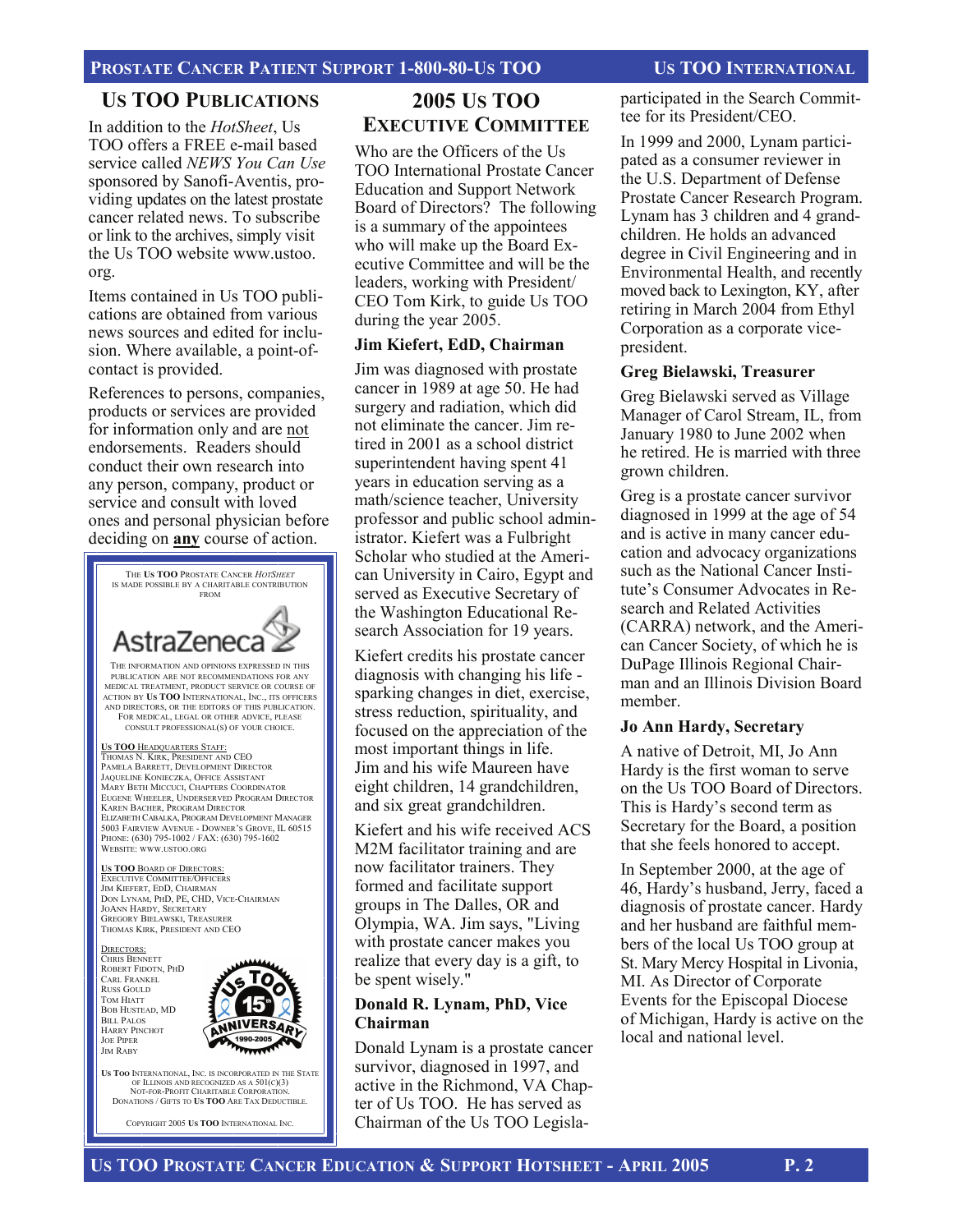## Us TOO Publications

In addition to the *HotSheet*, Us TOO offers a FREE e-mail based service called *NEWS You Can Use* sponsored by Sanofi-Aventis, providing updates on the latest prostate cancer related news. To subscribe or link to the archives, simply visit the Us TOO website www.ustoo.org.

Items contained in Us TOO publications are obtained from various news sources and edited for inclusion. Where available, a point-of-contact is provided.

References to persons, companies, products or services are provided for information only and are not endorsements. Readers should conduct their own research into any person, company, product or service and consult with loved ones and personal physician before deciding on **any** course of action.

The Us TOO Prostate Cancer *HotSheet* is made possible by a charitable contribution from

AstraZeneca

The information and opinions expressed in this publication are not recommendations for any medical treatment, product service or course of action by Us TOO International, Inc., its officers and directors, or the editors of this publication. For medical, legal or other advice, please consult professional(s) of your choice.

Us TOO Headquarters Staff:
Thomas N. Kirk, President and CEO
Pamela Barrett, Development Director
Jaqueline Konieczka, Office Assistant
Mary Beth Miccuci, Chapters Coordinator
Eugene Wheeler, Underserved Program Director
Karen Bacher, Program Director
Elizabeth Cabalka, Program Development Manager
5003 Fairview Avenue - Downer's Grove, IL 60515
Phone: (630) 795-1002 / Fax: (630) 795-1602
Website: www.ustoo.org

Us TOO Board of Directors:
Executive Committee/Officers
Jim Kiefert, EdD, Chairman
Don Lynam, PhD, PE, CHD, Vice-Chairman
JoAnn Hardy, Secretary
Gregory Bielawski, Treasurer
Thomas Kirk, President and CEO

Directors:
Chris Bennett
Robert Fidotn, PhD
Carl Frankel
Russ Gould
Tom Hiatt
Bob Hustead, MD
Bill Palos
Harry Pinchot
Joe Piper
Jim Raby

Us TOO 15th Anniversary 1990-2005

Us TOO International, Inc. is incorporated in the State of Illinois and recognized as a 501(c)(3) Not-for-Profit Charitable Corporation. Donations / Gifts to Us TOO Are Tax Deductible.

Copyright 2005 Us TOO International Inc.

## 2005 Us TOO Executive Committee

Who are the Officers of the Us TOO International Prostate Cancer Education and Support Network Board of Directors? The following is a summary of the appointees who will make up the Board Executive Committee and will be the leaders, working with President/CEO Tom Kirk, to guide Us TOO during the year 2005.

### Jim Kiefert, EdD, Chairman

Jim was diagnosed with prostate cancer in 1989 at age 50. He had surgery and radiation, which did not eliminate the cancer. Jim retired in 2001 as a school district superintendent having spent 41 years in education serving as a math/science teacher, University professor and public school administrator. Kiefert was a Fulbright Scholar who studied at the American University in Cairo, Egypt and served as Executive Secretary of the Washington Educational Research Association for 19 years.

Kiefert credits his prostate cancer diagnosis with changing his life - sparking changes in diet, exercise, stress reduction, spirituality, and focused on the appreciation of the most important things in life. Jim and his wife Maureen have eight children, 14 grandchildren, and six great grandchildren.

Kiefert and his wife received ACS M2M facilitator training and are now facilitator trainers. They formed and facilitate support groups in The Dalles, OR and Olympia, WA. Jim says, "Living with prostate cancer makes you realize that every day is a gift, to be spent wisely."

### Donald R. Lynam, PhD, Vice Chairman

Donald Lynam is a prostate cancer survivor, diagnosed in 1997, and active in the Richmond, VA Chapter of Us TOO. He has served as Chairman of the Us TOO Legislative Committee and participated in the Search Committee for its President/CEO.

In 1999 and 2000, Lynam participated as a consumer reviewer in the U.S. Department of Defense Prostate Cancer Research Program. Lynam has 3 children and 4 grandchildren. He holds an advanced degree in Civil Engineering and in Environmental Health, and recently moved back to Lexington, KY, after retiring in March 2004 from Ethyl Corporation as a corporate vice-president.

### Greg Bielawski, Treasurer

Greg Bielawski served as Village Manager of Carol Stream, IL, from January 1980 to June 2002 when he retired. He is married with three grown children.

Greg is a prostate cancer survivor diagnosed in 1999 at the age of 54 and is active in many cancer education and advocacy organizations such as the National Cancer Institute's Consumer Advocates in Research and Related Activities (CARRA) network, and the American Cancer Society, of which he is DuPage Illinois Regional Chairman and an Illinois Division Board member.

### Jo Ann Hardy, Secretary

A native of Detroit, MI, Jo Ann Hardy is the first woman to serve on the Us TOO Board of Directors. This is Hardy's second term as Secretary for the Board, a position that she feels honored to accept.

In September 2000, at the age of 46, Hardy's husband, Jerry, faced a diagnosis of prostate cancer. Hardy and her husband are faithful members of the local Us TOO group at St. Mary Mercy Hospital in Livonia, MI. As Director of Corporate Events for the Episcopal Diocese of Michigan, Hardy is active on the local and national level.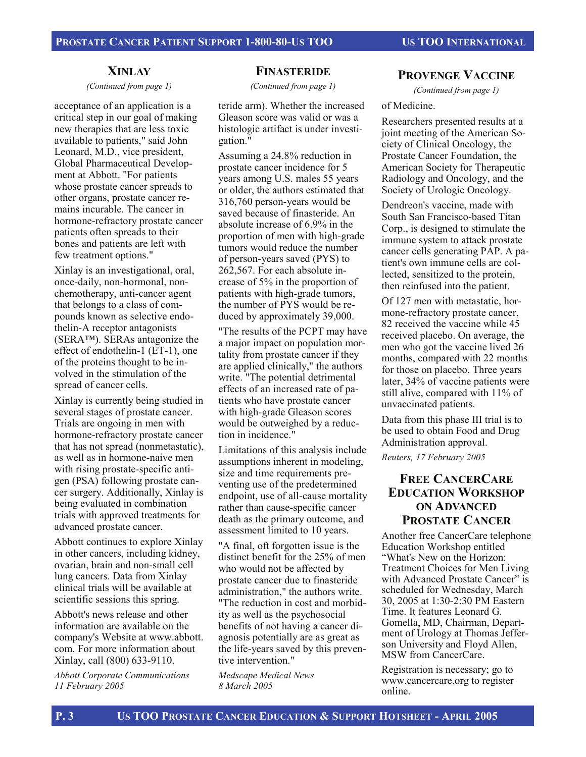## Xinlay

*(Continued from page 1)*

acceptance of an application is a critical step in our goal of making new therapies that are less toxic available to patients," said John Leonard, M.D., vice president, Global Pharmaceutical Development at Abbott. "For patients whose prostate cancer spreads to other organs, prostate cancer remains incurable. The cancer in hormone-refractory prostate cancer patients often spreads to their bones and patients are left with few treatment options."

Xinlay is an investigational, oral, once-daily, non-hormonal, non-chemotherapy, anti-cancer agent that belongs to a class of compounds known as selective endothelin-A receptor antagonists (SERA™). SERAs antagonize the effect of endothelin-1 (ET-1), one of the proteins thought to be involved in the stimulation of the spread of cancer cells.

Xinlay is currently being studied in several stages of prostate cancer. Trials are ongoing in men with hormone-refractory prostate cancer that has not spread (nonmetastatic), as well as in hormone-naive men with rising prostate-specific antigen (PSA) following prostate cancer surgery. Additionally, Xinlay is being evaluated in combination trials with approved treatments for advanced prostate cancer.

Abbott continues to explore Xinlay in other cancers, including kidney, ovarian, brain and non-small cell lung cancers. Data from Xinlay clinical trials will be available at scientific sessions this spring.

Abbott's news release and other information are available on the company's Website at www.abbott.com. For more information about Xinlay, call (800) 633-9110.

*Abbott Corporate Communications 11 February 2005*

## Finasteride

*(Continued from page 1)*

teride arm). Whether the increased Gleason score was valid or was a histologic artifact is under investigation."

Assuming a 24.8% reduction in prostate cancer incidence for 5 years among U.S. males 55 years or older, the authors estimated that 316,760 person-years would be saved because of finasteride. An absolute increase of 6.9% in the proportion of men with high-grade tumors would reduce the number of person-years saved (PYS) to 262,567. For each absolute increase of 5% in the proportion of patients with high-grade tumors, the number of PYS would be reduced by approximately 39,000.

"The results of the PCPT may have a major impact on population mortality from prostate cancer if they are applied clinically," the authors write. "The potential detrimental effects of an increased rate of patients who have prostate cancer with high-grade Gleason scores would be outweighed by a reduction in incidence."

Limitations of this analysis include assumptions inherent in modeling, size and time requirements preventing use of the predetermined endpoint, use of all-cause mortality rather than cause-specific cancer death as the primary outcome, and assessment limited to 10 years.

"A final, oft forgotten issue is the distinct benefit for the 25% of men who would not be affected by prostate cancer due to finasteride administration," the authors write. "The reduction in cost and morbidity as well as the psychosocial benefits of not having a cancer diagnosis potentially are as great as the life-years saved by this preventive intervention."

*Medscape Medical News 8 March 2005*

## Provenge Vaccine

*(Continued from page 1)*

of Medicine.

Researchers presented results at a joint meeting of the American Society of Clinical Oncology, the Prostate Cancer Foundation, the American Society for Therapeutic Radiology and Oncology, and the Society of Urologic Oncology.

Dendreon's vaccine, made with South San Francisco-based Titan Corp., is designed to stimulate the immune system to attack prostate cancer cells generating PAP. A patient's own immune cells are collected, sensitized to the protein, then reinfused into the patient.

Of 127 men with metastatic, hormone-refractory prostate cancer, 82 received the vaccine while 45 received placebo. On average, the men who got the vaccine lived 26 months, compared with 22 months for those on placebo. Three years later, 34% of vaccine patients were still alive, compared with 11% of unvaccinated patients.

Data from this phase III trial is to be used to obtain Food and Drug Administration approval.

*Reuters, 17 February 2005*

## Free CancerCare Education Workshop on Advanced Prostate Cancer

Another free CancerCare telephone Education Workshop entitled "What's New on the Horizon: Treatment Choices for Men Living with Advanced Prostate Cancer" is scheduled for Wednesday, March 30, 2005 at 1:30-2:30 PM Eastern Time. It features Leonard G. Gomella, MD, Chairman, Department of Urology at Thomas Jefferson University and Floyd Allen, MSW from CancerCare.

Registration is necessary; go to www.cancercare.org to register online.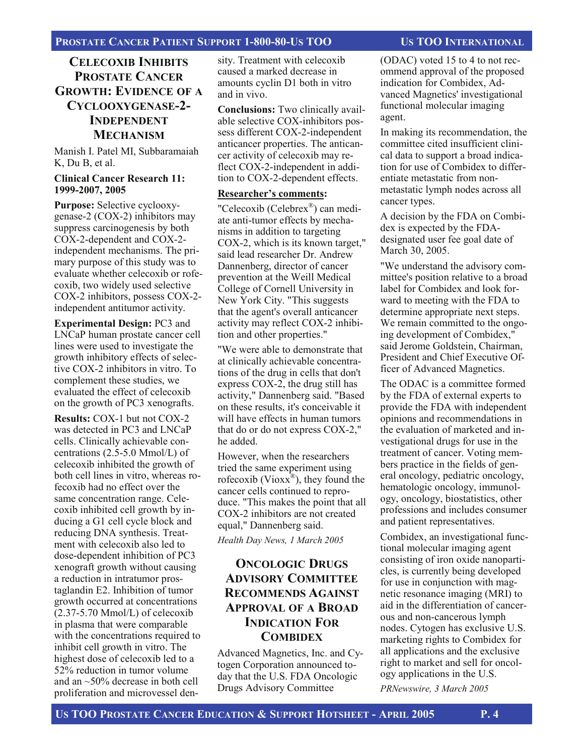## CELECOXIB INHIBITS PROSTATE CANCER GROWTH: EVIDENCE OF A CYCLOOXYGENASE-2-INDEPENDENT MECHANISM

Manish I. Patel MI, Subbaramaiah K, Du B, et al.

**Clinical Cancer Research 11: 1999-2007, 2005**

**Purpose:** Selective cyclooxygenase-2 (COX-2) inhibitors may suppress carcinogenesis by both COX-2-dependent and COX-2-independent mechanisms. The primary purpose of this study was to evaluate whether celecoxib or rofecoxib, two widely used selective COX-2 inhibitors, possess COX-2-independent antitumor activity.

**Experimental Design:** PC3 and LNCaP human prostate cancer cell lines were used to investigate the growth inhibitory effects of selective COX-2 inhibitors in vitro. To complement these studies, we evaluated the effect of celecoxib on the growth of PC3 xenografts.

**Results:** COX-1 but not COX-2 was detected in PC3 and LNCaP cells. Clinically achievable concentrations (2.5-5.0 Mmol/L) of celecoxib inhibited the growth of both cell lines in vitro, whereas rofecoxib had no effect over the same concentration range. Celecoxib inhibited cell growth by inducing a G1 cell cycle block and reducing DNA synthesis. Treatment with celecoxib also led to dose-dependent inhibition of PC3 xenograft growth without causing a reduction in intratumor prostaglandin E2. Inhibition of tumor growth occurred at concentrations (2.37-5.70 Mmol/L) of celecoxib in plasma that were comparable with the concentrations required to inhibit cell growth in vitro. The highest dose of celecoxib led to a 52% reduction in tumor volume and an ~50% decrease in both cell proliferation and microvessel density. Treatment with celecoxib caused a marked decrease in amounts cyclin D1 both in vitro and in vivo.

**Conclusions:** Two clinically available selective COX-inhibitors possess different COX-2-independent anticancer properties. The anticancer activity of celecoxib may reflect COX-2-independent in addition to COX-2-dependent effects.

**Researcher's comments:**

"Celecoxib (Celebrex®) can mediate anti-tumor effects by mechanisms in addition to targeting COX-2, which is its known target," said lead researcher Dr. Andrew Dannenberg, director of cancer prevention at the Weill Medical College of Cornell University in New York City. "This suggests that the agent's overall anticancer activity may reflect COX-2 inhibition and other properties."

"We were able to demonstrate that at clinically achievable concentrations of the drug in cells that don't express COX-2, the drug still has activity," Dannenberg said. "Based on these results, it's conceivable it will have effects in human tumors that do or do not express COX-2," he added.

However, when the researchers tried the same experiment using rofecoxib (Vioxx®), they found the cancer cells continued to reproduce. "This makes the point that all COX-2 inhibitors are not created equal," Dannenberg said.

*Health Day News, 1 March 2005*

## ONCOLOGIC DRUGS ADVISORY COMMITTEE RECOMMENDS AGAINST APPROVAL OF A BROAD INDICATION FOR COMBIDEX

Advanced Magnetics, Inc. and Cytogen Corporation announced today that the U.S. FDA Oncologic Drugs Advisory Committee (ODAC) voted 15 to 4 to not recommend approval of the proposed indication for Combidex, Advanced Magnetics' investigational functional molecular imaging agent.

In making its recommendation, the committee cited insufficient clinical data to support a broad indication for use of Combidex to differentiate metastatic from non-metastatic lymph nodes across all cancer types.

A decision by the FDA on Combidex is expected by the FDA-designated user fee goal date of March 30, 2005.

"We understand the advisory committee's position relative to a broad label for Combidex and look forward to meeting with the FDA to determine appropriate next steps. We remain committed to the ongoing development of Combidex," said Jerome Goldstein, Chairman, President and Chief Executive Officer of Advanced Magnetics.

The ODAC is a committee formed by the FDA of external experts to provide the FDA with independent opinions and recommendations in the evaluation of marketed and investigational drugs for use in the treatment of cancer. Voting members practice in the fields of general oncology, pediatric oncology, hematologic oncology, immunology, oncology, biostatistics, other professions and includes consumer and patient representatives.

Combidex, an investigational functional molecular imaging agent consisting of iron oxide nanoparticles, is currently being developed for use in conjunction with magnetic resonance imaging (MRI) to aid in the differentiation of cancerous and non-cancerous lymph nodes. Cytogen has exclusive U.S. marketing rights to Combidex for all applications and the exclusive right to market and sell for oncology applications in the U.S.

*PRNewswire, 3 March 2005*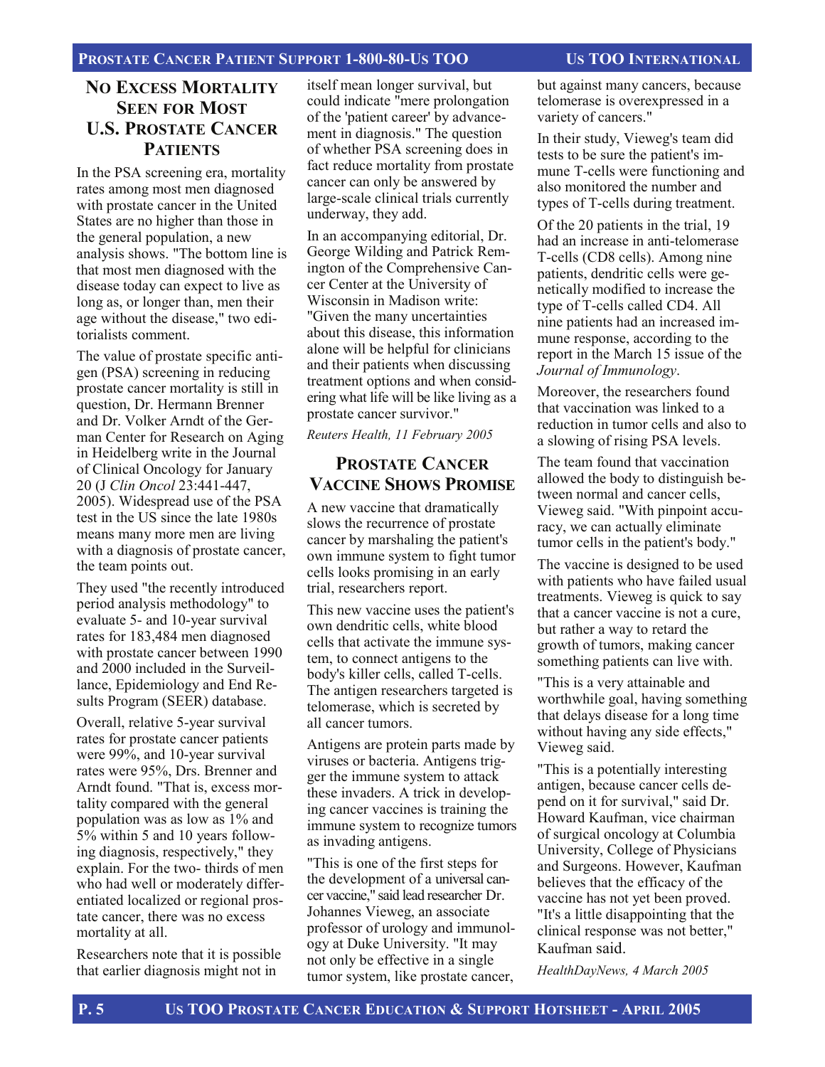## No Excess Mortality Seen for Most U.S. Prostate Cancer Patients

In the PSA screening era, mortality rates among most men diagnosed with prostate cancer in the United States are no higher than those in the general population, a new analysis shows. "The bottom line is that most men diagnosed with the disease today can expect to live as long as, or longer than, men their age without the disease," two editorialists comment.

The value of prostate specific antigen (PSA) screening in reducing prostate cancer mortality is still in question, Dr. Hermann Brenner and Dr. Volker Arndt of the German Center for Research on Aging in Heidelberg write in the Journal of Clinical Oncology for January 20 (J *Clin Oncol* 23:441-447, 2005). Widespread use of the PSA test in the US since the late 1980s means many more men are living with a diagnosis of prostate cancer, the team points out.

They used "the recently introduced period analysis methodology" to evaluate 5- and 10-year survival rates for 183,484 men diagnosed with prostate cancer between 1990 and 2000 included in the Surveillance, Epidemiology and End Results Program (SEER) database.

Overall, relative 5-year survival rates for prostate cancer patients were 99%, and 10-year survival rates were 95%, Drs. Brenner and Arndt found. "That is, excess mortality compared with the general population was as low as 1% and 5% within 5 and 10 years following diagnosis, respectively," they explain. For the two- thirds of men who had well or moderately differentiated localized or regional prostate cancer, there was no excess mortality at all.

Researchers note that it is possible that earlier diagnosis might not in itself mean longer survival, but could indicate "mere prolongation of the 'patient career' by advancement in diagnosis." The question of whether PSA screening does in fact reduce mortality from prostate cancer can only be answered by large-scale clinical trials currently underway, they add.

In an accompanying editorial, Dr. George Wilding and Patrick Remington of the Comprehensive Cancer Center at the University of Wisconsin in Madison write: "Given the many uncertainties about this disease, this information alone will be helpful for clinicians and their patients when discussing treatment options and when considering what life will be like living as a prostate cancer survivor."

*Reuters Health, 11 February 2005*

## Prostate Cancer Vaccine Shows Promise

A new vaccine that dramatically slows the recurrence of prostate cancer by marshaling the patient's own immune system to fight tumor cells looks promising in an early trial, researchers report.

This new vaccine uses the patient's own dendritic cells, white blood cells that activate the immune system, to connect antigens to the body's killer cells, called T-cells. The antigen researchers targeted is telomerase, which is secreted by all cancer tumors.

Antigens are protein parts made by viruses or bacteria. Antigens trigger the immune system to attack these invaders. A trick in developing cancer vaccines is training the immune system to recognize tumors as invading antigens.

"This is one of the first steps for the development of a universal cancer vaccine," said lead researcher Dr. Johannes Vieweg, an associate professor of urology and immunology at Duke University. "It may not only be effective in a single tumor system, like prostate cancer, but against many cancers, because telomerase is overexpressed in a variety of cancers."

In their study, Vieweg's team did tests to be sure the patient's immune T-cells were functioning and also monitored the number and types of T-cells during treatment.

Of the 20 patients in the trial, 19 had an increase in anti-telomerase T-cells (CD8 cells). Among nine patients, dendritic cells were genetically modified to increase the type of T-cells called CD4. All nine patients had an increased immune response, according to the report in the March 15 issue of the *Journal of Immunology*.

Moreover, the researchers found that vaccination was linked to a reduction in tumor cells and also to a slowing of rising PSA levels.

The team found that vaccination allowed the body to distinguish between normal and cancer cells, Vieweg said. "With pinpoint accuracy, we can actually eliminate tumor cells in the patient's body."

The vaccine is designed to be used with patients who have failed usual treatments. Vieweg is quick to say that a cancer vaccine is not a cure, but rather a way to retard the growth of tumors, making cancer something patients can live with.

"This is a very attainable and worthwhile goal, having something that delays disease for a long time without having any side effects," Vieweg said.

"This is a potentially interesting antigen, because cancer cells depend on it for survival," said Dr. Howard Kaufman, vice chairman of surgical oncology at Columbia University, College of Physicians and Surgeons. However, Kaufman believes that the efficacy of the vaccine has not yet been proved. "It's a little disappointing that the clinical response was not better," Kaufman said.

*HealthDayNews, 4 March 2005*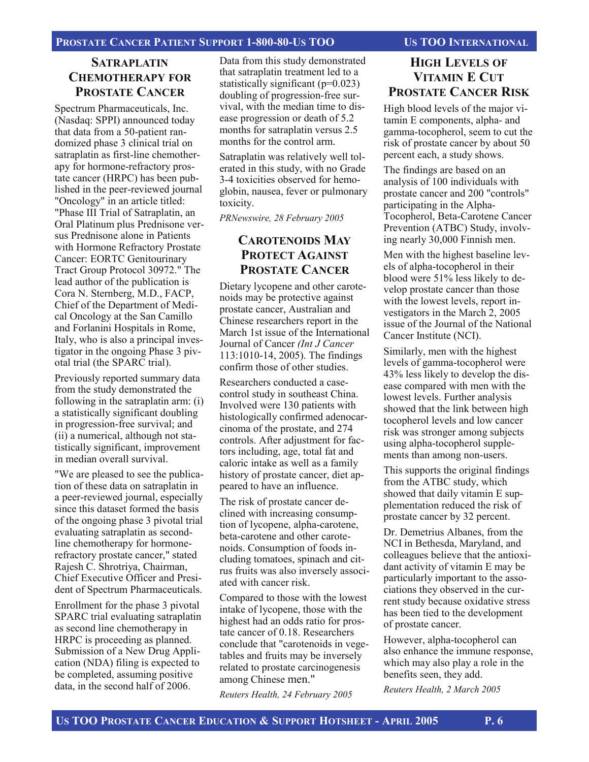## Satraplatin Chemotherapy for Prostate Cancer

Spectrum Pharmaceuticals, Inc. (Nasdaq: SPPI) announced today that data from a 50-patient randomized phase 3 clinical trial on satraplatin as first-line chemotherapy for hormone-refractory prostate cancer (HRPC) has been published in the peer-reviewed journal "Oncology" in an article titled: "Phase III Trial of Satraplatin, an Oral Platinum plus Prednisone versus Prednisone alone in Patients with Hormone Refractory Prostate Cancer: EORTC Genitourinary Tract Group Protocol 30972." The lead author of the publication is Cora N. Sternberg, M.D., FACP, Chief of the Department of Medical Oncology at the San Camillo and Forlanini Hospitals in Rome, Italy, who is also a principal investigator in the ongoing Phase 3 pivotal trial (the SPARC trial).

Previously reported summary data from the study demonstrated the following in the satraplatin arm: (i) a statistically significant doubling in progression-free survival; and (ii) a numerical, although not statistically significant, improvement in median overall survival.

"We are pleased to see the publication of these data on satraplatin in a peer-reviewed journal, especially since this dataset formed the basis of the ongoing phase 3 pivotal trial evaluating satraplatin as second-line chemotherapy for hormone-refractory prostate cancer," stated Rajesh C. Shrotriya, Chairman, Chief Executive Officer and President of Spectrum Pharmaceuticals.

Enrollment for the phase 3 pivotal SPARC trial evaluating satraplatin as second line chemotherapy in HRPC is proceeding as planned. Submission of a New Drug Application (NDA) filing is expected to be completed, assuming positive data, in the second half of 2006.

Data from this study demonstrated that satraplatin treatment led to a statistically significant ($p=0.023$) doubling of progression-free survival, with the median time to disease progression or death of 5.2 months for satraplatin versus 2.5 months for the control arm.

Satraplatin was relatively well tolerated in this study, with no Grade 3-4 toxicities observed for hemoglobin, nausea, fever or pulmonary toxicity.

*PRNewswire, 28 February 2005*

## Carotenoids May Protect Against Prostate Cancer

Dietary lycopene and other carotenoids may be protective against prostate cancer, Australian and Chinese researchers report in the March 1st issue of the International Journal of Cancer *(Int J Cancer* 113:1010-14, 2005). The findings confirm those of other studies.

Researchers conducted a case-control study in southeast China. Involved were 130 patients with histologically confirmed adenocarcinoma of the prostate, and 274 controls. After adjustment for factors including, age, total fat and caloric intake as well as a family history of prostate cancer, diet appeared to have an influence.

The risk of prostate cancer declined with increasing consumption of lycopene, alpha-carotene, beta-carotene and other carotenoids. Consumption of foods including tomatoes, spinach and citrus fruits was also inversely associated with cancer risk.

Compared to those with the lowest intake of lycopene, those with the highest had an odds ratio for prostate cancer of 0.18. Researchers conclude that "carotenoids in vegetables and fruits may be inversely related to prostate carcinogenesis among Chinese men."

*Reuters Health, 24 February 2005*

## High Levels of Vitamin E Cut Prostate Cancer Risk

High blood levels of the major vitamin E components, alpha- and gamma-tocopherol, seem to cut the risk of prostate cancer by about 50 percent each, a study shows.

The findings are based on an analysis of 100 individuals with prostate cancer and 200 "controls" participating in the Alpha-Tocopherol, Beta-Carotene Cancer Prevention (ATBC) Study, involving nearly 30,000 Finnish men.

Men with the highest baseline levels of alpha-tocopherol in their blood were 51% less likely to develop prostate cancer than those with the lowest levels, report investigators in the March 2, 2005 issue of the Journal of the National Cancer Institute (NCI).

Similarly, men with the highest levels of gamma-tocopherol were 43% less likely to develop the disease compared with men with the lowest levels. Further analysis showed that the link between high tocopherol levels and low cancer risk was stronger among subjects using alpha-tocopherol supplements than among non-users.

This supports the original findings from the ATBC study, which showed that daily vitamin E supplementation reduced the risk of prostate cancer by 32 percent.

Dr. Demetrius Albanes, from the NCI in Bethesda, Maryland, and colleagues believe that the antioxidant activity of vitamin E may be particularly important to the associations they observed in the current study because oxidative stress has been tied to the development of prostate cancer.

However, alpha-tocopherol can also enhance the immune response, which may also play a role in the benefits seen, they add.

*Reuters Health, 2 March 2005*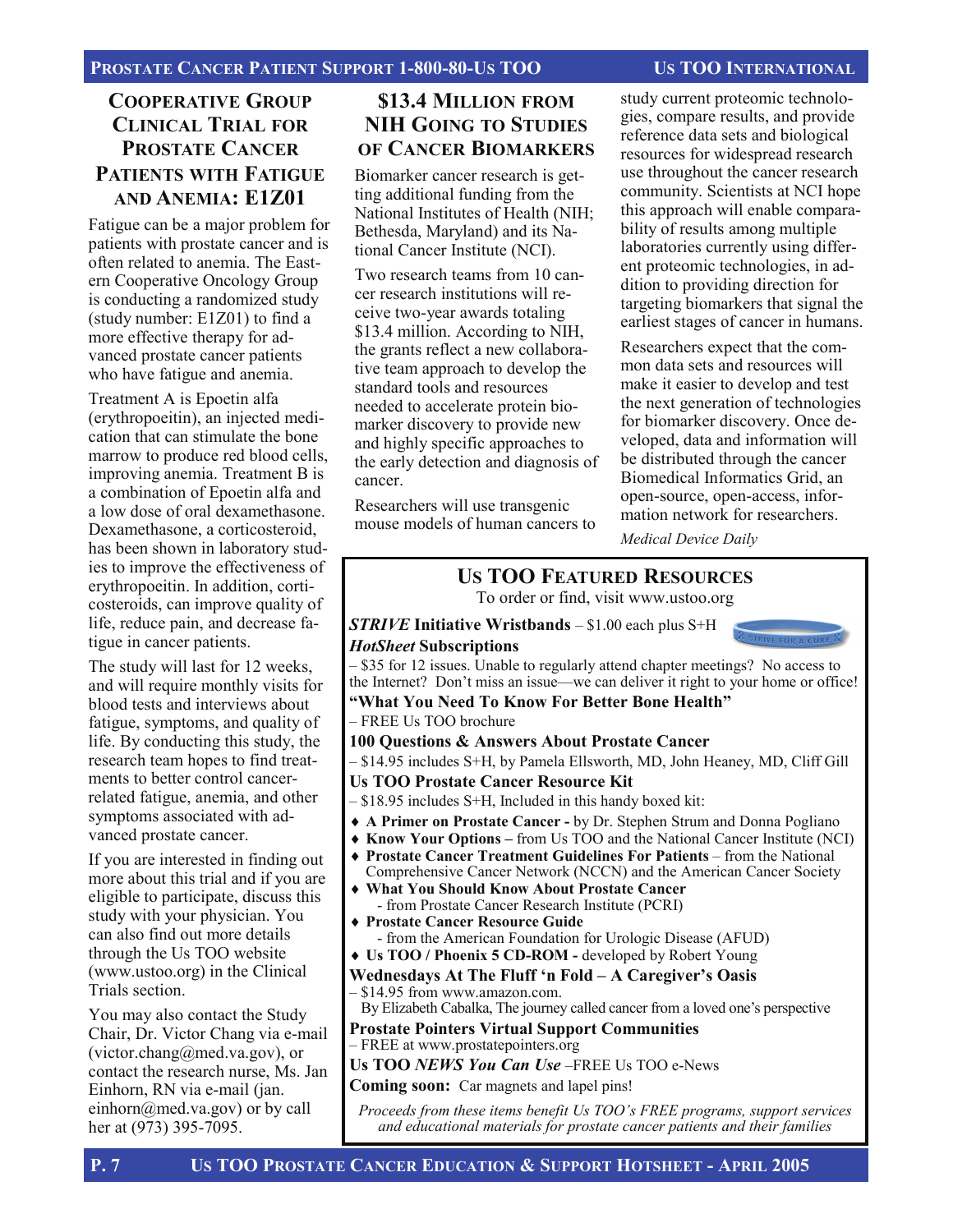## Cooperative Group Clinical Trial for Prostate Cancer Patients with Fatigue and Anemia: E1Z01

Fatigue can be a major problem for patients with prostate cancer and is often related to anemia. The Eastern Cooperative Oncology Group is conducting a randomized study (study number: E1Z01) to find a more effective therapy for advanced prostate cancer patients who have fatigue and anemia.

Treatment A is Epoetin alfa (erythropoeitin), an injected medication that can stimulate the bone marrow to produce red blood cells, improving anemia. Treatment B is a combination of Epoetin alfa and a low dose of oral dexamethasone. Dexamethasone, a corticosteroid, has been shown in laboratory studies to improve the effectiveness of erythropoeitin. In addition, corticosteroids, can improve quality of life, reduce pain, and decrease fatigue in cancer patients.

The study will last for 12 weeks, and will require monthly visits for blood tests and interviews about fatigue, symptoms, and quality of life. By conducting this study, the research team hopes to find treatments to better control cancer-related fatigue, anemia, and other symptoms associated with advanced prostate cancer.

If you are interested in finding out more about this trial and if you are eligible to participate, discuss this study with your physician. You can also find out more details through the Us TOO website (www.ustoo.org) in the Clinical Trials section.

You may also contact the Study Chair, Dr. Victor Chang via e-mail (victor.chang@med.va.gov), or contact the research nurse, Ms. Jan Einhorn, RN via e-mail (jan.einhorn@med.va.gov) or by call her at (973) 395-7095.

## $13.4 Million from NIH Going to Studies of Cancer Biomarkers

Biomarker cancer research is getting additional funding from the National Institutes of Health (NIH; Bethesda, Maryland) and its National Cancer Institute (NCI).

Two research teams from 10 cancer research institutions will receive two-year awards totaling $13.4 million. According to NIH, the grants reflect a new collaborative team approach to develop the standard tools and resources needed to accelerate protein biomarker discovery to provide new and highly specific approaches to the early detection and diagnosis of cancer.

Researchers will use transgenic mouse models of human cancers to study current proteomic technologies, compare results, and provide reference data sets and biological resources for widespread research use throughout the cancer research community. Scientists at NCI hope this approach will enable comparability of results among multiple laboratories currently using different proteomic technologies, in addition to providing direction for targeting biomarkers that signal the earliest stages of cancer in humans.

Researchers expect that the common data sets and resources will make it easier to develop and test the next generation of technologies for biomarker discovery. Once developed, data and information will be distributed through the cancer Biomedical Informatics Grid, an open-source, open-access, information network for researchers.

*Medical Device Daily*

## Us TOO Featured Resources

To order or find, visit www.ustoo.org

***STRIVE* Initiative Wristbands** – $1.00 each plus S+H

***HotSheet* Subscriptions** – $35 for 12 issues. Unable to regularly attend chapter meetings? No access to the Internet? Don't miss an issue—we can deliver it right to your home or office!

**"What You Need To Know For Better Bone Health"** – FREE Us TOO brochure

**100 Questions & Answers About Prostate Cancer** – $14.95 includes S+H, by Pamela Ellsworth, MD, John Heaney, MD, Cliff Gill

**Us TOO Prostate Cancer Resource Kit** – $18.95 includes S+H, Included in this handy boxed kit:

- **A Primer on Prostate Cancer -** by Dr. Stephen Strum and Donna Pogliano
- **Know Your Options –** from Us TOO and the National Cancer Institute (NCI)
- **Prostate Cancer Treatment Guidelines For Patients** – from the National Comprehensive Cancer Network (NCCN) and the American Cancer Society
- **What You Should Know About Prostate Cancer** - from Prostate Cancer Research Institute (PCRI)
- **Prostate Cancer Resource Guide** - from the American Foundation for Urologic Disease (AFUD)
- **Us TOO / Phoenix 5 CD-ROM -** developed by Robert Young

**Wednesdays At The Fluff 'n Fold – A Caregiver's Oasis** – $14.95 from www.amazon.com. By Elizabeth Cabalka, The journey called cancer from a loved one's perspective

**Prostate Pointers Virtual Support Communities** – FREE at www.prostatepointers.org

**Us TOO *NEWS You Can Use*** –FREE Us TOO e-News

**Coming soon:** Car magnets and lapel pins!

*Proceeds from these items benefit Us TOO's FREE programs, support services and educational materials for prostate cancer patients and their families*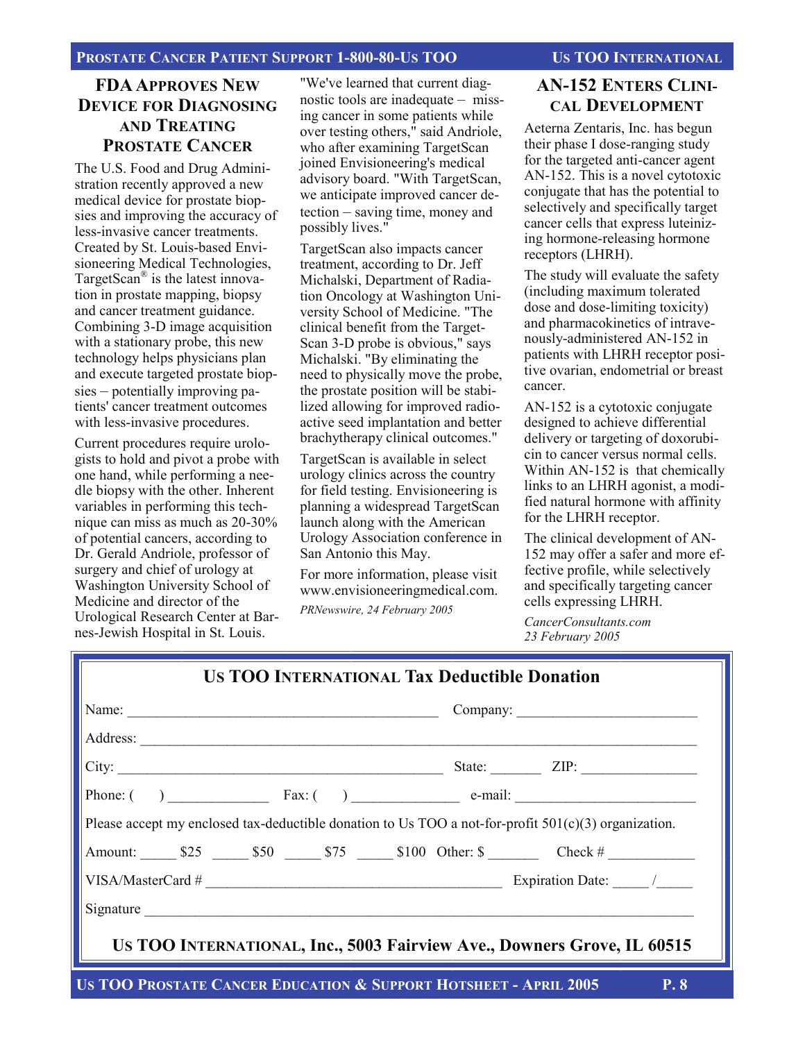## FDA Approves New Device for Diagnosing and Treating Prostate Cancer

The U.S. Food and Drug Administration recently approved a new medical device for prostate biopsies and improving the accuracy of less-invasive cancer treatments. Created by St. Louis-based Envisioneering Medical Technologies, TargetScan® is the latest innovation in prostate mapping, biopsy and cancer treatment guidance. Combining 3-D image acquisition with a stationary probe, this new technology helps physicians plan and execute targeted prostate biopsies – potentially improving patients' cancer treatment outcomes with less-invasive procedures.

Current procedures require urologists to hold and pivot a probe with one hand, while performing a needle biopsy with the other. Inherent variables in performing this technique can miss as much as 20-30% of potential cancers, according to Dr. Gerald Andriole, professor of surgery and chief of urology at Washington University School of Medicine and director of the Urological Research Center at Barnes-Jewish Hospital in St. Louis.

"We've learned that current diagnostic tools are inadequate – missing cancer in some patients while over testing others," said Andriole, who after examining TargetScan joined Envisioneering's medical advisory board. "With TargetScan, we anticipate improved cancer detection – saving time, money and possibly lives."

TargetScan also impacts cancer treatment, according to Dr. Jeff Michalski, Department of Radiation Oncology at Washington University School of Medicine. "The clinical benefit from the TargetScan 3-D probe is obvious," says Michalski. "By eliminating the need to physically move the probe, the prostate position will be stabilized allowing for improved radioactive seed implantation and better brachytherapy clinical outcomes."

TargetScan is available in select urology clinics across the country for field testing. Envisioneering is planning a widespread TargetScan launch along with the American Urology Association conference in San Antonio this May.

For more information, please visit www.envisioneeringmedical.com.

*PRNewswire, 24 February 2005*

## AN-152 Enters Clinical Development

Aeterna Zentaris, Inc. has begun their phase I dose-ranging study for the targeted anti-cancer agent AN-152. This is a novel cytotoxic conjugate that has the potential to selectively and specifically target cancer cells that express luteinizing hormone-releasing hormone receptors (LHRH).

The study will evaluate the safety (including maximum tolerated dose and dose-limiting toxicity) and pharmacokinetics of intravenously-administered AN-152 in patients with LHRH receptor positive ovarian, endometrial or breast cancer.

AN-152 is a cytotoxic conjugate designed to achieve differential delivery or targeting of doxorubicin to cancer versus normal cells. Within AN-152 is that chemically links to an LHRH agonist, a modified natural hormone with affinity for the LHRH receptor.

The clinical development of AN-152 may offer a safer and more effective profile, while selectively and specifically targeting cancer cells expressing LHRH.

*CancerConsultants.com 23 February 2005*

---

### Us TOO International Tax Deductible Donation

Name: ________________________________________ Company: ________________________

Address: ________________________________________________________________________

City: ___________________________________________ State: _______ ZIP: _______________

Phone: (   ) _____________ Fax: (   ) ______________ e-mail: ________________________

Please accept my enclosed tax-deductible donation to Us TOO a not-for-profit 501(c)(3) organization.

Amount: _____ $25 _____ $50 _____ $75 _____ $100 Other: $ _______ Check # ___________

VISA/MasterCard # ________________________________________ Expiration Date: _____ /_____

Signature ________________________________________________________________________

**Us TOO International, Inc., 5003 Fairview Ave., Downers Grove, IL 60515**